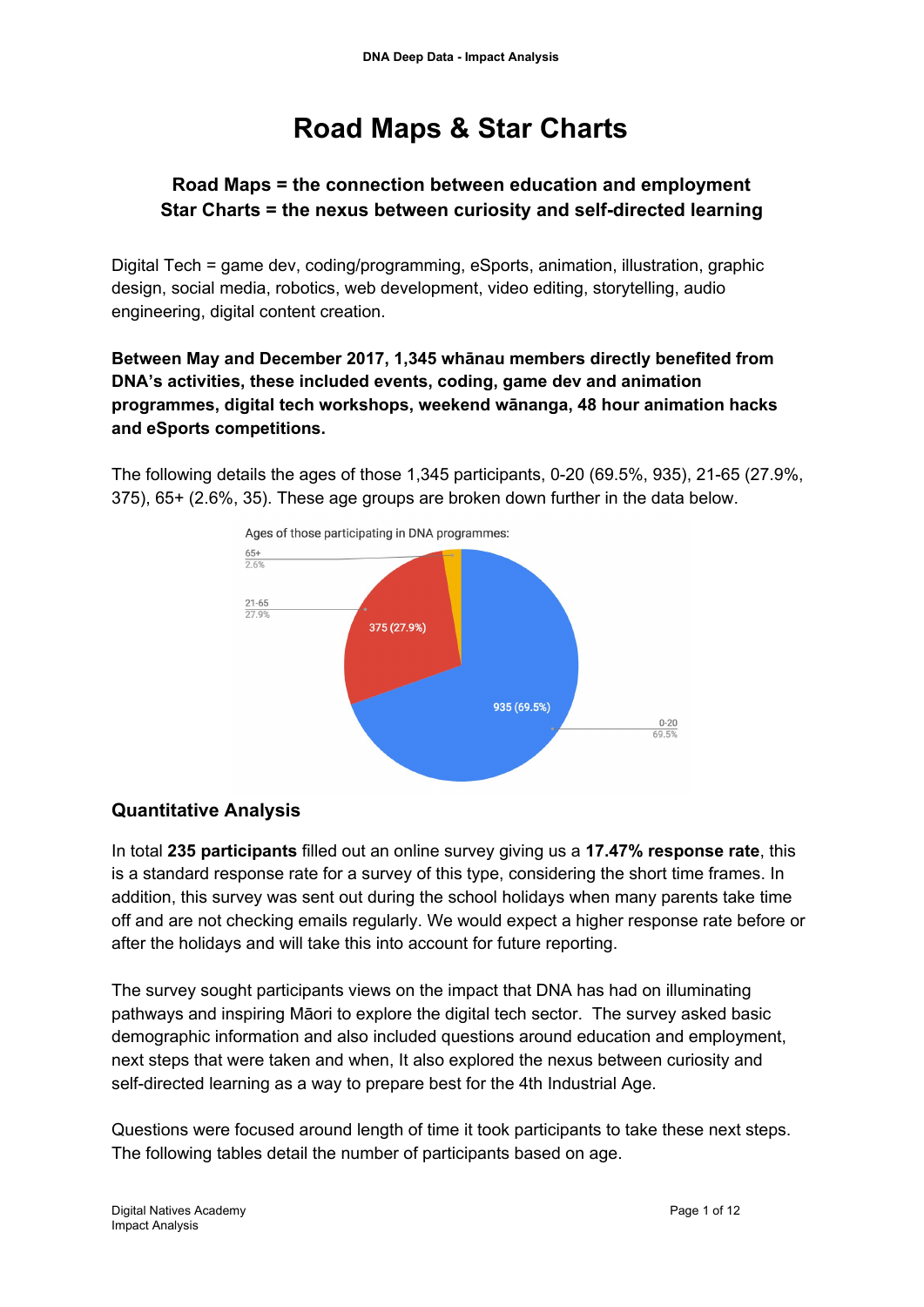# Road Maps & Star Charts

### Road Maps = the connection between education and employment
### Star Charts = the nexus between curiosity and self-directed learning

Digital Tech = game dev, coding/programming, eSports, animation, illustration, graphic design, social media, robotics, web development, video editing, storytelling, audio engineering, digital content creation.

**Between May and December 2017, 1,345 whānau members directly benefited from DNA's activities, these included events, coding, game dev and animation programmes, digital tech workshops, weekend wānanga, 48 hour animation hacks and eSports competitions.**

The following details the ages of those 1,345 participants, 0-20 (69.5%, 935), 21-65 (27.9%, 375), 65+ (2.6%, 35). These age groups are broken down further in the data below.

Ages of those participating in DNA programmes:

| Age group | Participants | Percentage |
|---|---|---|
| 0-20 | 935 | 69.5% |
| 21-65 | 375 | 27.9% |
| 65+ | | 2.6% |

## Quantitative Analysis

In total **235 participants** filled out an online survey giving us a **17.47% response rate**, this is a standard response rate for a survey of this type, considering the short time frames. In addition, this survey was sent out during the school holidays when many parents take time off and are not checking emails regularly. We would expect a higher response rate before or after the holidays and will take this into account for future reporting.

The survey sought participants views on the impact that DNA has had on illuminating pathways and inspiring Māori to explore the digital tech sector. The survey asked basic demographic information and also included questions around education and employment, next steps that were taken and when, It also explored the nexus between curiosity and self-directed learning as a way to prepare best for the 4th Industrial Age.

Questions were focused around length of time it took participants to take these next steps. The following tables detail the number of participants based on age.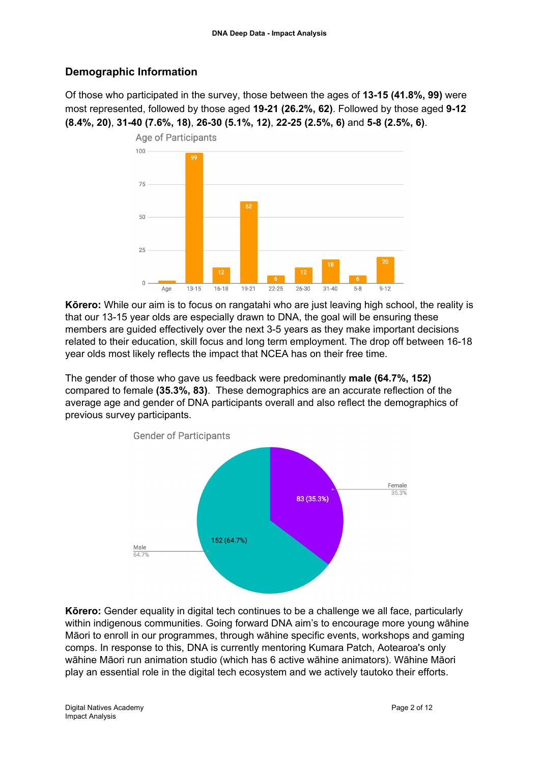## Demographic Information

Of those who participated in the survey, those between the ages of **13-15 (41.8%, 99)** were most represented, followed by those aged **19-21 (26.2%, 62)**. Followed by those aged **9-12 (8.4%, 20)**, **31-40 (7.6%, 18)**, **26-30 (5.1%, 12)**, **22-25 (2.5%, 6)** and **5-8 (2.5%, 6)**.

Age of Participants

| Age | 13-15 | 16-18 | 19-21 | 22-25 | 26-30 | 31-40 | 5-8 | 9-12 |
|---|---|---|---|---|---|---|---|---|
| | 99 | 12 | 62 | 6 | 12 | 18 | 6 | 20 |

**Kōrero:** While our aim is to focus on rangatahi who are just leaving high school, the reality is that our 13-15 year olds are especially drawn to DNA, the goal will be ensuring these members are guided effectively over the next 3-5 years as they make important decisions related to their education, skill focus and long term employment. The drop off between 16-18 year olds most likely reflects the impact that NCEA has on their free time.

The gender of those who gave us feedback were predominantly **male (64.7%, 152)** compared to female **(35.3%, 83)**. These demographics are an accurate reflection of the average age and gender of DNA participants overall and also reflect the demographics of previous survey participants.

Gender of Participants

| Gender | Count (%) |
|---|---|
| Male | 152 (64.7%) |
| Female | 83 (35.3%) |

**Kōrero:** Gender equality in digital tech continues to be a challenge we all face, particularly within indigenous communities. Going forward DNA aim's to encourage more young wāhine Māori to enroll in our programmes, through wāhine specific events, workshops and gaming comps. In response to this, DNA is currently mentoring Kumara Patch, Aotearoa's only wāhine Māori run animation studio (which has 6 active wāhine animators). Wāhine Māori play an essential role in the digital tech ecosystem and we actively tautoko their efforts.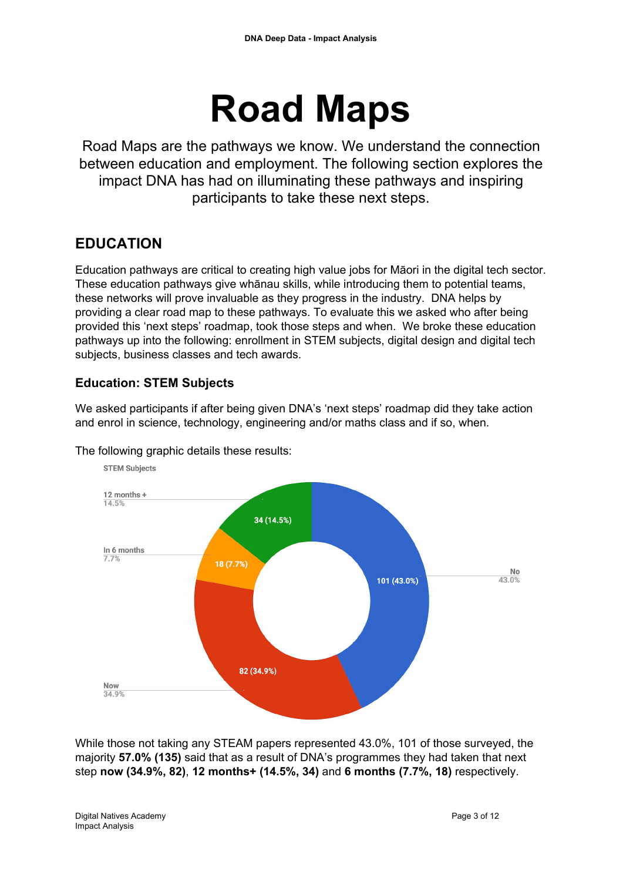# Road Maps

Road Maps are the pathways we know. We understand the connection between education and employment. The following section explores the impact DNA has had on illuminating these pathways and inspiring participants to take these next steps.

## EDUCATION

Education pathways are critical to creating high value jobs for Māori in the digital tech sector. These education pathways give whānau skills, while introducing them to potential teams, these networks will prove invaluable as they progress in the industry. DNA helps by providing a clear road map to these pathways. To evaluate this we asked who after being provided this 'next steps' roadmap, took those steps and when. We broke these education pathways up into the following: enrollment in STEM subjects, digital design and digital tech subjects, business classes and tech awards.

### Education: STEM Subjects

We asked participants if after being given DNA's 'next steps' roadmap did they take action and enrol in science, technology, engineering and/or maths class and if so, when.

The following graphic details these results:

STEM Subjects

| Response | Count | Percentage |
|---|---|---|
| No | 101 | 43.0% |
| Now | 82 | 34.9% |
| In 6 months | 18 | 7.7% |
| 12 months + | 34 | 14.5% |

While those not taking any STEAM papers represented 43.0%, 101 of those surveyed, the majority **57.0% (135)** said that as a result of DNA's programmes they had taken that next step **now (34.9%, 82)**, **12 months+ (14.5%, 34)** and **6 months (7.7%, 18)** respectively.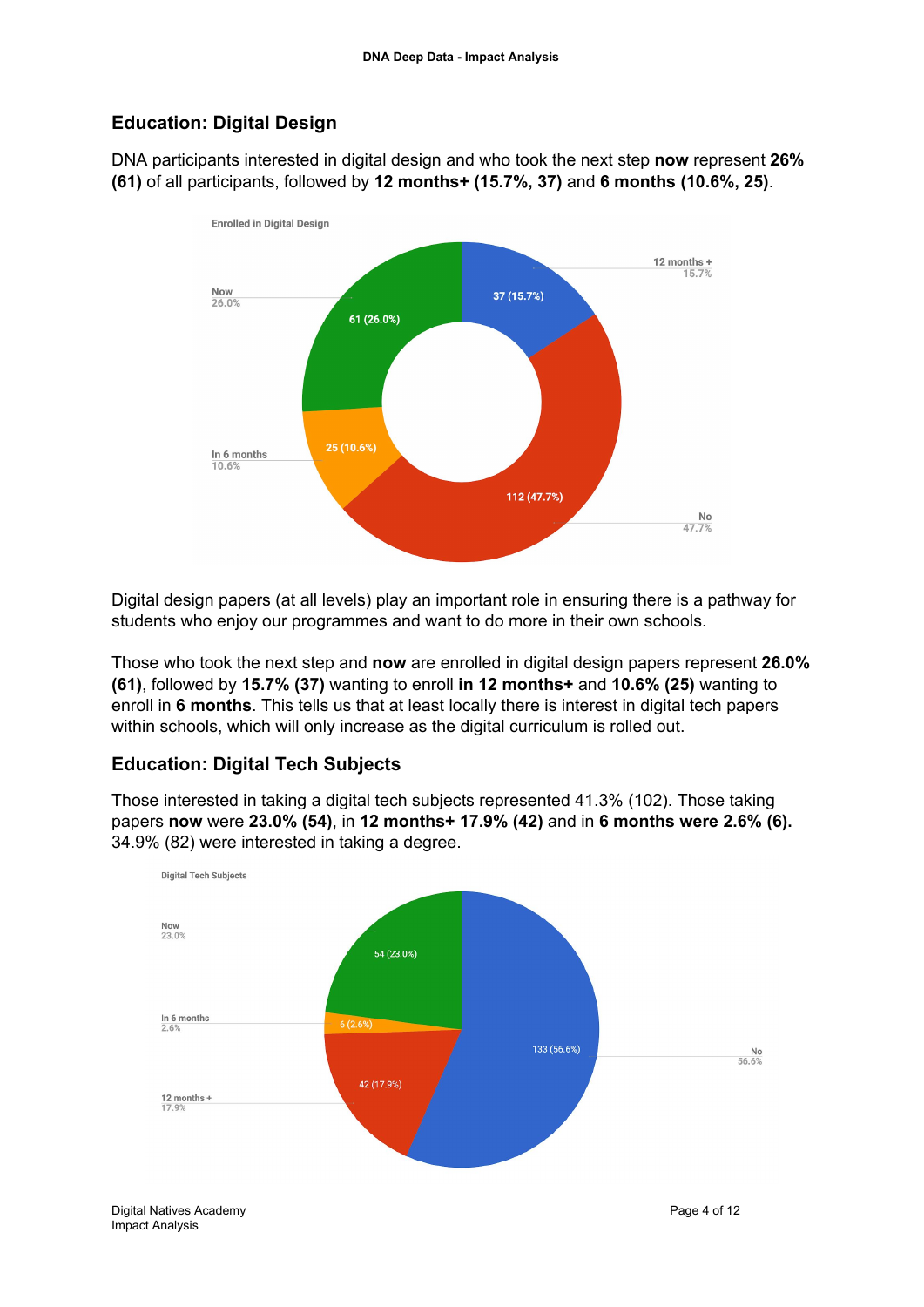## Education: Digital Design

DNA participants interested in digital design and who took the next step **now** represent **26% (61)** of all participants, followed by **12 months+ (15.7%, 37)** and **6 months (10.6%, 25)**.

Digital design papers (at all levels) play an important role in ensuring there is a pathway for students who enjoy our programmes and want to do more in their own schools.

Those who took the next step and **now** are enrolled in digital design papers represent **26.0% (61)**, followed by **15.7% (37)** wanting to enroll **in 12 months+** and **10.6% (25)** wanting to enroll in **6 months**. This tells us that at least locally there is interest in digital tech papers within schools, which will only increase as the digital curriculum is rolled out.

## Education: Digital Tech Subjects

Those interested in taking a digital tech subjects represented 41.3% (102). Those taking papers **now** were **23.0% (54)**, in **12 months+ 17.9% (42)** and in **6 months were 2.6% (6).** 34.9% (82) were interested in taking a degree.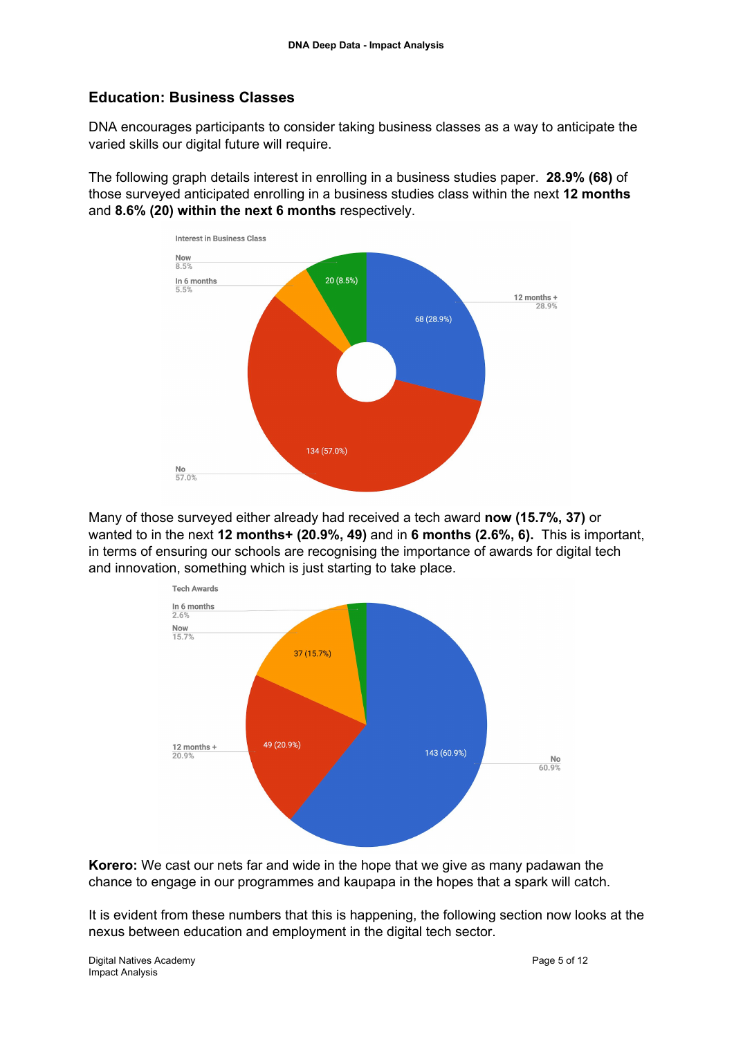## Education: Business Classes

DNA encourages participants to consider taking business classes as a way to anticipate the varied skills our digital future will require.

The following graph details interest in enrolling in a business studies paper. **28.9% (68)** of those surveyed anticipated enrolling in a business studies class within the next **12 months** and **8.6% (20) within the next 6 months** respectively.

Interest in Business Class

Now 8.5%

In 6 months 5.5%

12 months + 28.9%

No 57.0%

20 (8.5%)

68 (28.9%)

134 (57.0%)

Many of those surveyed either already had received a tech award **now (15.7%, 37)** or wanted to in the next **12 months+ (20.9%, 49)** and in **6 months (2.6%, 6).** This is important, in terms of ensuring our schools are recognising the importance of awards for digital tech and innovation, something which is just starting to take place.

Tech Awards

In 6 months 2.6%

Now 15.7%

12 months + 20.9%

No 60.9%

37 (15.7%)

49 (20.9%)

143 (60.9%)

**Korero:** We cast our nets far and wide in the hope that we give as many padawan the chance to engage in our programmes and kaupapa in the hopes that a spark will catch.

It is evident from these numbers that this is happening, the following section now looks at the nexus between education and employment in the digital tech sector.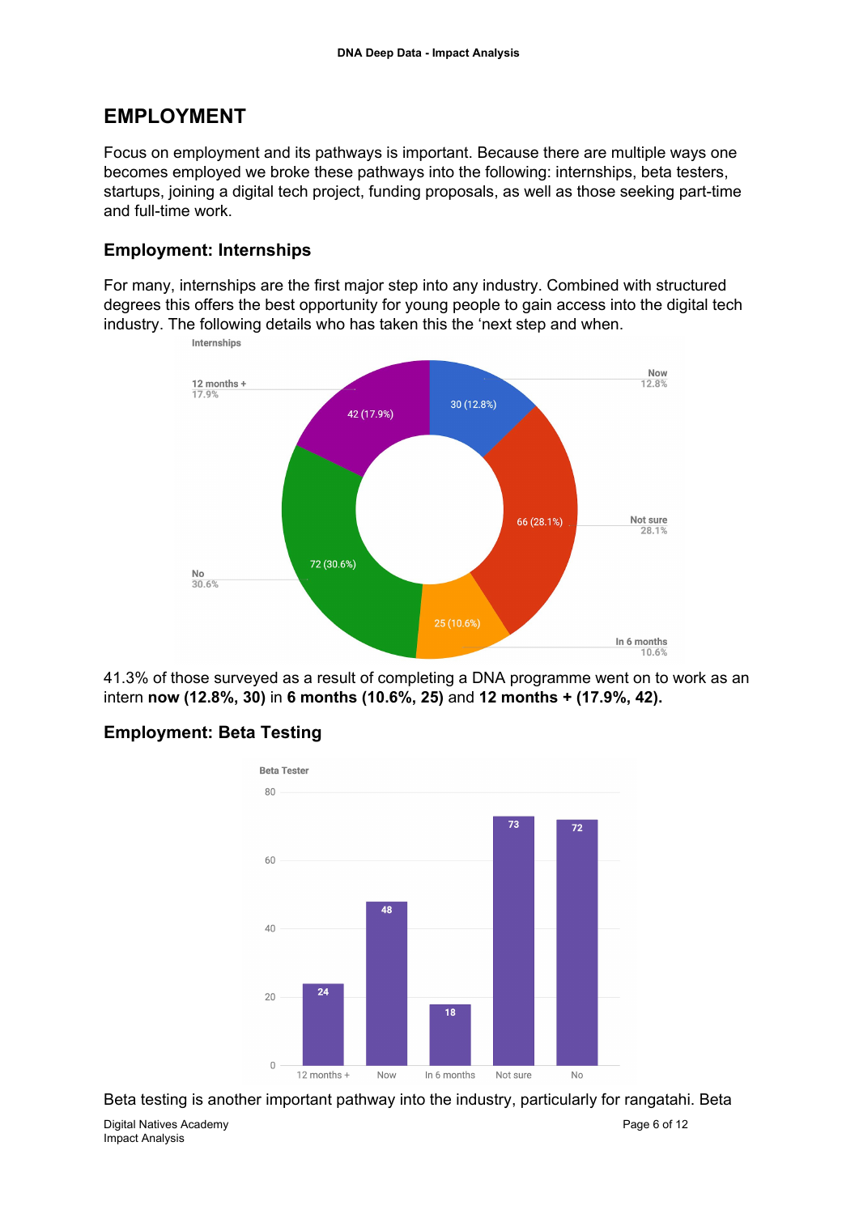## EMPLOYMENT

Focus on employment and its pathways is important. Because there are multiple ways one becomes employed we broke these pathways into the following: internships, beta testers, startups, joining a digital tech project, funding proposals, as well as those seeking part-time and full-time work.

### Employment: Internships

For many, internships are the first major step into any industry. Combined with structured degrees this offers the best opportunity for young people to gain access into the digital tech industry. The following details who has taken this the 'next step and when.

41.3% of those surveyed as a result of completing a DNA programme went on to work as an intern **now (12.8%, 30)** in **6 months (10.6%, 25)** and **12 months + (17.9%, 42).**

### Employment: Beta Testing

Beta testing is another important pathway into the industry, particularly for rangatahi. Beta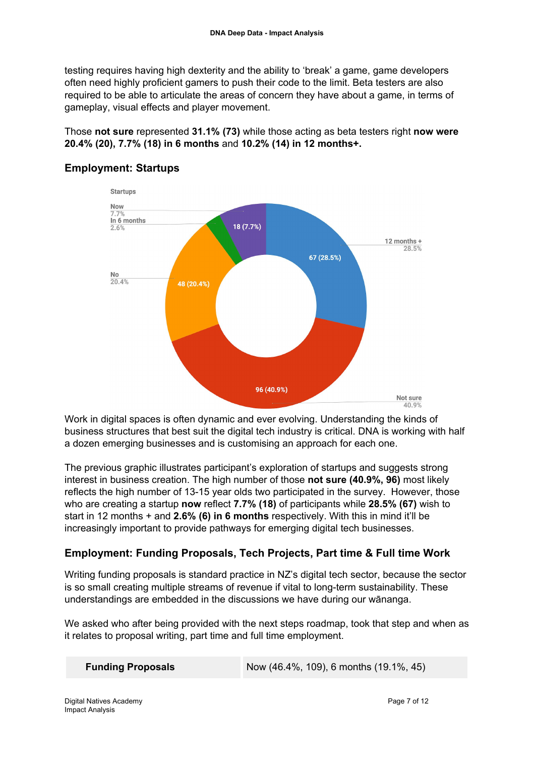testing requires having high dexterity and the ability to 'break' a game, game developers often need highly proficient gamers to push their code to the limit. Beta testers are also required to be able to articulate the areas of concern they have about a game, in terms of gameplay, visual effects and player movement.

Those **not sure** represented **31.1% (73)** while those acting as beta testers right **now were 20.4% (20), 7.7% (18) in 6 months** and **10.2% (14) in 12 months+.**

## Employment: Startups

Work in digital spaces is often dynamic and ever evolving. Understanding the kinds of business structures that best suit the digital tech industry is critical. DNA is working with half a dozen emerging businesses and is customising an approach for each one.

The previous graphic illustrates participant's exploration of startups and suggests strong interest in business creation. The high number of those **not sure (40.9%, 96)** most likely reflects the high number of 13-15 year olds two participated in the survey. However, those who are creating a startup **now** reflect **7.7% (18)** of participants while **28.5% (67)** wish to start in 12 months + and **2.6% (6) in 6 months** respectively. With this in mind it'll be increasingly important to provide pathways for emerging digital tech businesses.

## Employment: Funding Proposals, Tech Projects, Part time & Full time Work

Writing funding proposals is standard practice in NZ's digital tech sector, because the sector is so small creating multiple streams of revenue if vital to long-term sustainability. These understandings are embedded in the discussions we have during our wānanga.

We asked who after being provided with the next steps roadmap, took that step and when as it relates to proposal writing, part time and full time employment.

| **Funding Proposals** | Now (46.4%, 109), 6 months (19.1%, 45) |
|---|---|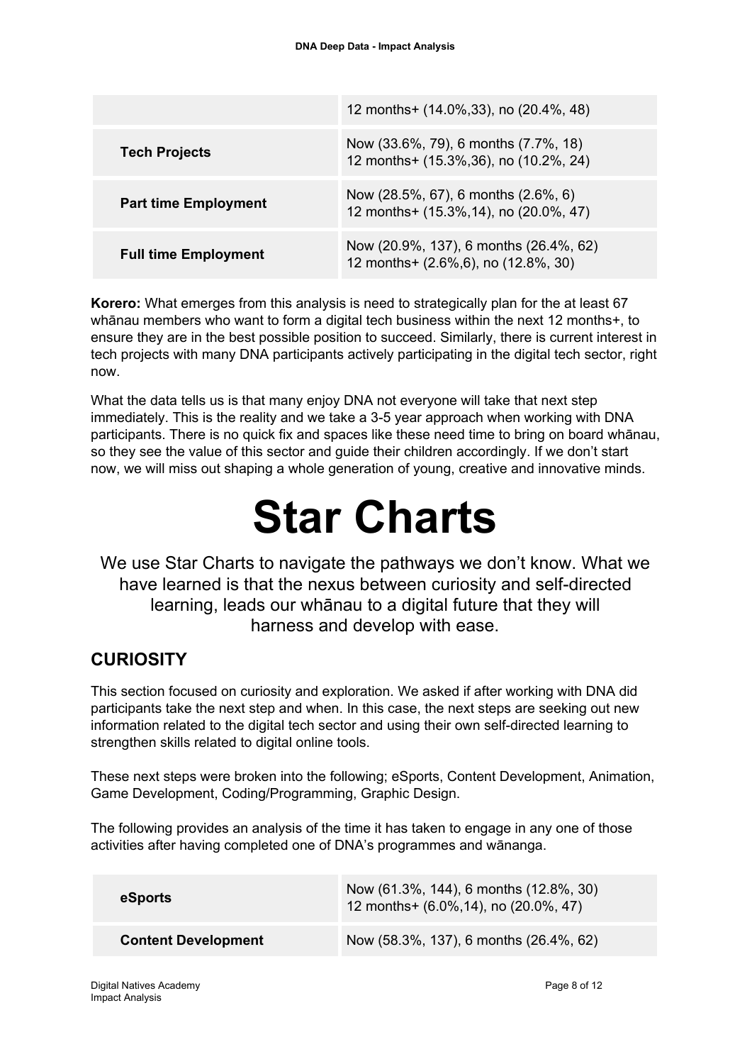| | |
|---|---|
| | 12 months+ (14.0%,33), no (20.4%, 48) |
| **Tech Projects** | Now (33.6%, 79), 6 months (7.7%, 18) 12 months+ (15.3%,36), no (10.2%, 24) |
| **Part time Employment** | Now (28.5%, 67), 6 months (2.6%, 6) 12 months+ (15.3%,14), no (20.0%, 47) |
| **Full time Employment** | Now (20.9%, 137), 6 months (26.4%, 62) 12 months+ (2.6%,6), no (12.8%, 30) |

**Korero:** What emerges from this analysis is need to strategically plan for the at least 67 whānau members who want to form a digital tech business within the next 12 months+, to ensure they are in the best possible position to succeed. Similarly, there is current interest in tech projects with many DNA participants actively participating in the digital tech sector, right now.

What the data tells us is that many enjoy DNA not everyone will take that next step immediately. This is the reality and we take a 3-5 year approach when working with DNA participants. There is no quick fix and spaces like these need time to bring on board whānau, so they see the value of this sector and guide their children accordingly. If we don't start now, we will miss out shaping a whole generation of young, creative and innovative minds.

# Star Charts

We use Star Charts to navigate the pathways we don't know. What we have learned is that the nexus between curiosity and self-directed learning, leads our whānau to a digital future that they will harness and develop with ease.

## CURIOSITY

This section focused on curiosity and exploration. We asked if after working with DNA did participants take the next step and when. In this case, the next steps are seeking out new information related to the digital tech sector and using their own self-directed learning to strengthen skills related to digital online tools.

These next steps were broken into the following; eSports, Content Development, Animation, Game Development, Coding/Programming, Graphic Design.

The following provides an analysis of the time it has taken to engage in any one of those activities after having completed one of DNA's programmes and wānanga.

| | |
|---|---|
| **eSports** | Now (61.3%, 144), 6 months (12.8%, 30) 12 months+ (6.0%,14), no (20.0%, 47) |
| **Content Development** | Now (58.3%, 137), 6 months (26.4%, 62) |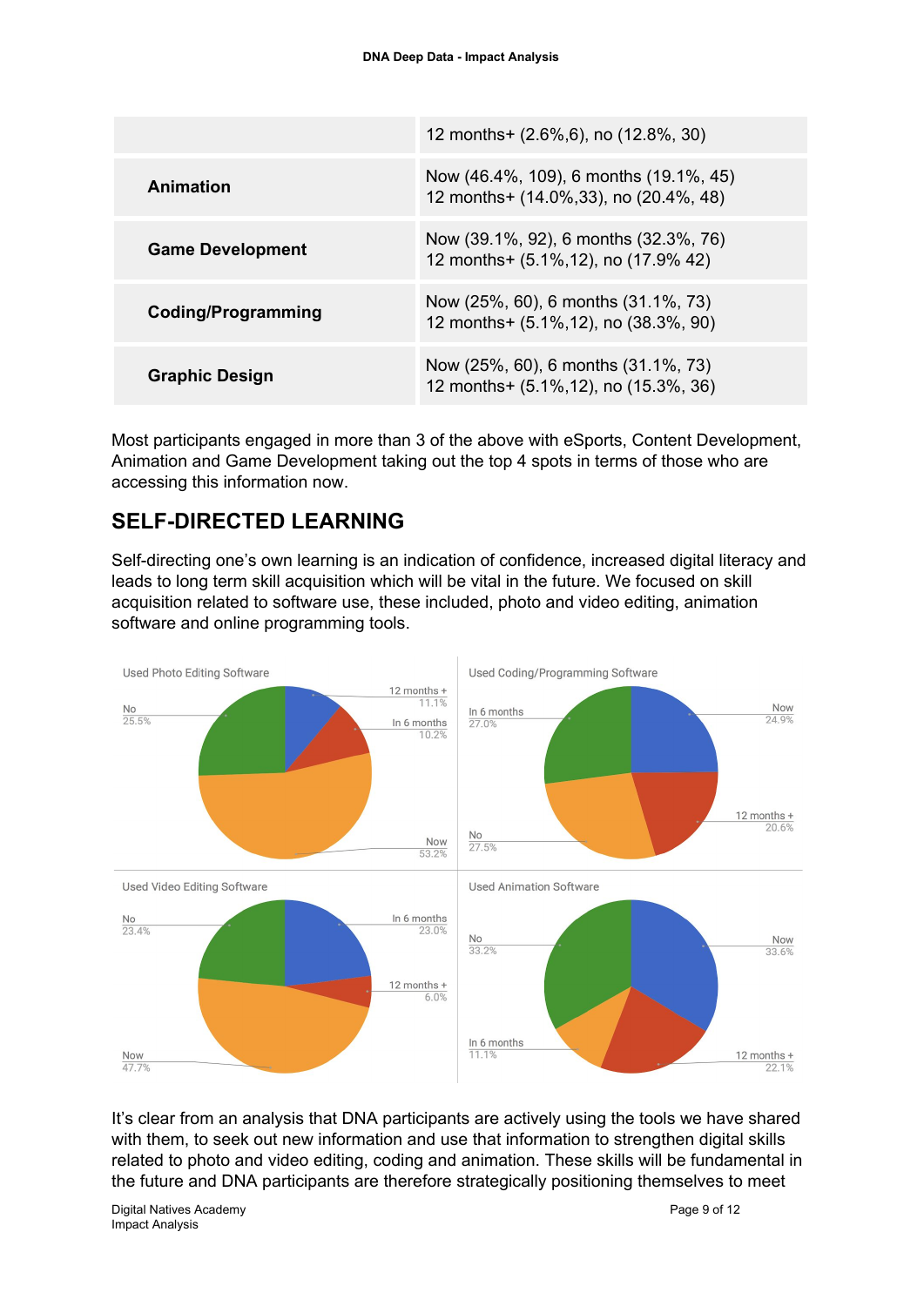| | |
|---|---|
| | 12 months+ (2.6%,6), no (12.8%, 30) |
| **Animation** | Now (46.4%, 109), 6 months (19.1%, 45)<br>12 months+ (14.0%,33), no (20.4%, 48) |
| **Game Development** | Now (39.1%, 92), 6 months (32.3%, 76)<br>12 months+ (5.1%,12), no (17.9% 42) |
| **Coding/Programming** | Now (25%, 60), 6 months (31.1%, 73)<br>12 months+ (5.1%,12), no (38.3%, 90) |
| **Graphic Design** | Now (25%, 60), 6 months (31.1%, 73)<br>12 months+ (5.1%,12), no (15.3%, 36) |

Most participants engaged in more than 3 of the above with eSports, Content Development, Animation and Game Development taking out the top 4 spots in terms of those who are accessing this information now.

## SELF-DIRECTED LEARNING

Self-directing one's own learning is an indication of confidence, increased digital literacy and leads to long term skill acquisition which will be vital in the future. We focused on skill acquisition related to software use, these included, photo and video editing, animation software and online programming tools.

Used Photo Editing Software: 12 months + 11.1%; In 6 months 10.2%; Now 53.2%; No 25.5%

Used Coding/Programming Software: Now 24.9%; 12 months + 20.6%; No 27.5%; In 6 months 27.0%

Used Video Editing Software: In 6 months 23.0%; 12 months + 6.0%; Now 47.7%; No 23.4%

Used Animation Software: Now 33.6%; 12 months + 22.1%; In 6 months 11.1%; No 33.2%

It's clear from an analysis that DNA participants are actively using the tools we have shared with them, to seek out new information and use that information to strengthen digital skills related to photo and video editing, coding and animation. These skills will be fundamental in the future and DNA participants are therefore strategically positioning themselves to meet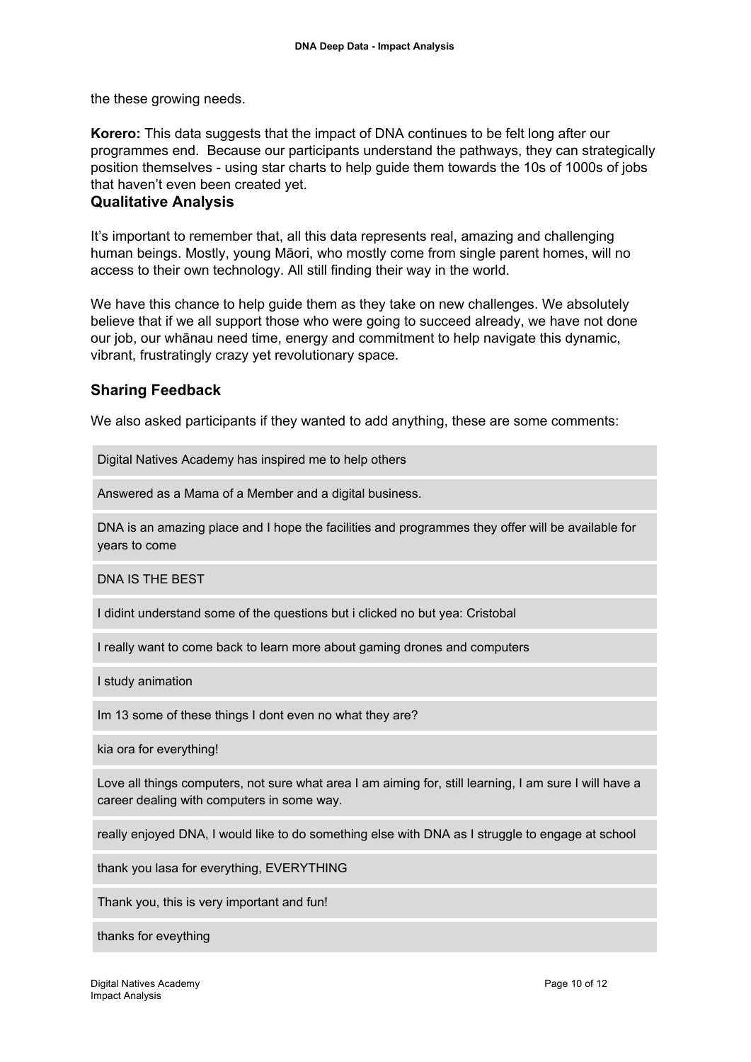the these growing needs.

**Korero:** This data suggests that the impact of DNA continues to be felt long after our programmes end. Because our participants understand the pathways, they can strategically position themselves - using star charts to help guide them towards the 10s of 1000s of jobs that haven't even been created yet.

## Qualitative Analysis

It's important to remember that, all this data represents real, amazing and challenging human beings. Mostly, young Māori, who mostly come from single parent homes, will no access to their own technology. All still finding their way in the world.

We have this chance to help guide them as they take on new challenges. We absolutely believe that if we all support those who were going to succeed already, we have not done our job, our whānau need time, energy and commitment to help navigate this dynamic, vibrant, frustratingly crazy yet revolutionary space.

## Sharing Feedback

We also asked participants if they wanted to add anything, these are some comments:

| |
|---|
| Digital Natives Academy has inspired me to help others |
| Answered as a Mama of a Member and a digital business. |
| DNA is an amazing place and I hope the facilities and programmes they offer will be available for years to come |
| DNA IS THE BEST |
| I didint understand some of the questions but i clicked no but yea: Cristobal |
| I really want to come back to learn more about gaming drones and computers |
| I study animation |
| Im 13 some of these things I dont even no what they are? |
| kia ora for everything! |
| Love all things computers, not sure what area I am aiming for, still learning, I am sure I will have a career dealing with computers in some way. |
| really enjoyed DNA, I would like to do something else with DNA as I struggle to engage at school |
| thank you lasa for everything, EVERYTHING |
| Thank you, this is very important and fun! |
| thanks for eveything |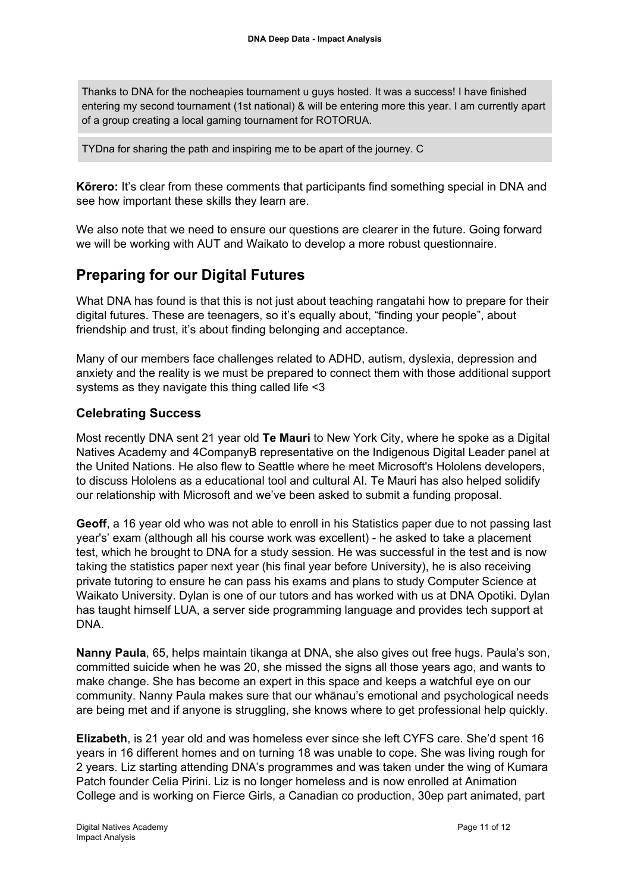> Thanks to DNA for the nocheapies tournament u guys hosted. It was a success! I have finished entering my second tournament (1st national) & will be entering more this year. I am currently apart of a group creating a local gaming tournament for ROTORUA.

> TYDna for sharing the path and inspiring me to be apart of the journey. C

**Kōrero:** It's clear from these comments that participants find something special in DNA and see how important these skills they learn are.

We also note that we need to ensure our questions are clearer in the future. Going forward we will be working with AUT and Waikato to develop a more robust questionnaire.

## Preparing for our Digital Futures

What DNA has found is that this is not just about teaching rangatahi how to prepare for their digital futures. These are teenagers, so it's equally about, "finding your people", about friendship and trust, it's about finding belonging and acceptance.

Many of our members face challenges related to ADHD, autism, dyslexia, depression and anxiety and the reality is we must be prepared to connect them with those additional support systems as they navigate this thing called life <3

### Celebrating Success

Most recently DNA sent 21 year old **Te Mauri** to New York City, where he spoke as a Digital Natives Academy and 4CompanyB representative on the Indigenous Digital Leader panel at the United Nations. He also flew to Seattle where he meet Microsoft's Hololens developers, to discuss Hololens as a educational tool and cultural AI. Te Mauri has also helped solidify our relationship with Microsoft and we've been asked to submit a funding proposal.

**Geoff**, a 16 year old who was not able to enroll in his Statistics paper due to not passing last year's' exam (although all his course work was excellent) - he asked to take a placement test, which he brought to DNA for a study session. He was successful in the test and is now taking the statistics paper next year (his final year before University), he is also receiving private tutoring to ensure he can pass his exams and plans to study Computer Science at Waikato University. Dylan is one of our tutors and has worked with us at DNA Opotiki. Dylan has taught himself LUA, a server side programming language and provides tech support at DNA.

**Nanny Paula**, 65, helps maintain tikanga at DNA, she also gives out free hugs. Paula's son, committed suicide when he was 20, she missed the signs all those years ago, and wants to make change. She has become an expert in this space and keeps a watchful eye on our community. Nanny Paula makes sure that our whānau's emotional and psychological needs are being met and if anyone is struggling, she knows where to get professional help quickly.

**Elizabeth**, is 21 year old and was homeless ever since she left CYFS care. She'd spent 16 years in 16 different homes and on turning 18 was unable to cope. She was living rough for 2 years. Liz starting attending DNA's programmes and was taken under the wing of Kumara Patch founder Celia Pirini. Liz is no longer homeless and is now enrolled at Animation College and is working on Fierce Girls, a Canadian co production, 30ep part animated, part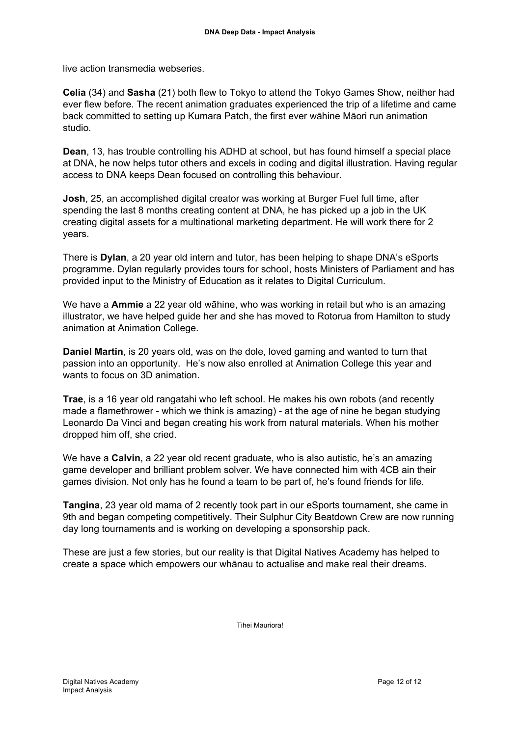live action transmedia webseries.

**Celia** (34) and **Sasha** (21) both flew to Tokyo to attend the Tokyo Games Show, neither had ever flew before. The recent animation graduates experienced the trip of a lifetime and came back committed to setting up Kumara Patch, the first ever wāhine Māori run animation studio.

**Dean**, 13, has trouble controlling his ADHD at school, but has found himself a special place at DNA, he now helps tutor others and excels in coding and digital illustration. Having regular access to DNA keeps Dean focused on controlling this behaviour.

**Josh**, 25, an accomplished digital creator was working at Burger Fuel full time, after spending the last 8 months creating content at DNA, he has picked up a job in the UK creating digital assets for a multinational marketing department. He will work there for 2 years.

There is **Dylan**, a 20 year old intern and tutor, has been helping to shape DNA's eSports programme. Dylan regularly provides tours for school, hosts Ministers of Parliament and has provided input to the Ministry of Education as it relates to Digital Curriculum.

We have a **Ammie** a 22 year old wāhine, who was working in retail but who is an amazing illustrator, we have helped guide her and she has moved to Rotorua from Hamilton to study animation at Animation College.

**Daniel Martin**, is 20 years old, was on the dole, loved gaming and wanted to turn that passion into an opportunity. He's now also enrolled at Animation College this year and wants to focus on 3D animation.

**Trae**, is a 16 year old rangatahi who left school. He makes his own robots (and recently made a flamethrower - which we think is amazing) - at the age of nine he began studying Leonardo Da Vinci and began creating his work from natural materials. When his mother dropped him off, she cried.

We have a **Calvin**, a 22 year old recent graduate, who is also autistic, he's an amazing game developer and brilliant problem solver. We have connected him with 4CB ain their games division. Not only has he found a team to be part of, he's found friends for life.

**Tangina**, 23 year old mama of 2 recently took part in our eSports tournament, she came in 9th and began competing competitively. Their Sulphur City Beatdown Crew are now running day long tournaments and is working on developing a sponsorship pack.

These are just a few stories, but our reality is that Digital Natives Academy has helped to create a space which empowers our whānau to actualise and make real their dreams.

Tihei Mauriora!